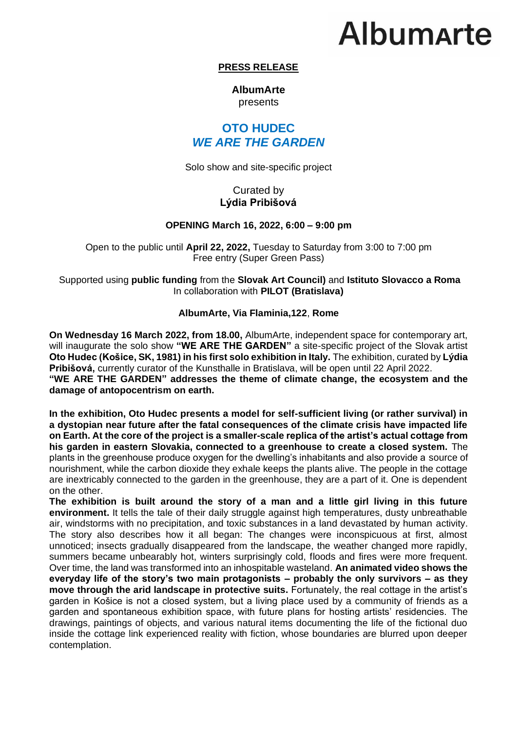Albumarte

**PRESS RELEASE**

**AlbumArte**
presents

# OTO HUDEC
## *WE ARE THE GARDEN*

Solo show and site-specific project

Curated by
**Lýdia Pribišová**

**OPENING March 16, 2022, 6:00 – 9:00 pm**

Open to the public until **April 22, 2022,** Tuesday to Saturday from 3:00 to 7:00 pm
Free entry (Super Green Pass)

Supported using **public funding** from the **Slovak Art Council)** and **Istituto Slovacco a Roma**
In collaboration with **PILOT (Bratislava)**

**AlbumArte, Via Flaminia,122**, **Rome**

**On Wednesday 16 March 2022, from 18.00,** AlbumArte, independent space for contemporary art, will inaugurate the solo show **"WE ARE THE GARDEN"** a site-specific project of the Slovak artist **Oto Hudec (Košice, SK, 1981) in his first solo exhibition in Italy.** The exhibition, curated by **Lýdia Pribišová,** currently curator of the Kunsthalle in Bratislava, will be open until 22 April 2022.
**"WE ARE THE GARDEN" addresses the theme of climate change, the ecosystem and the damage of antopocentrism on earth.**

**In the exhibition, Oto Hudec presents a model for self-sufficient living (or rather survival) in a dystopian near future after the fatal consequences of the climate crisis have impacted life on Earth. At the core of the project is a smaller-scale replica of the artist's actual cottage from his garden in eastern Slovakia, connected to a greenhouse to create a closed system.** The plants in the greenhouse produce oxygen for the dwelling's inhabitants and also provide a source of nourishment, while the carbon dioxide they exhale keeps the plants alive. The people in the cottage are inextricably connected to the garden in the greenhouse, they are a part of it. One is dependent on the other.
**The exhibition is built around the story of a man and a little girl living in this future environment.** It tells the tale of their daily struggle against high temperatures, dusty unbreathable air, windstorms with no precipitation, and toxic substances in a land devastated by human activity. The story also describes how it all began: The changes were inconspicuous at first, almost unnoticed; insects gradually disappeared from the landscape, the weather changed more rapidly, summers became unbearably hot, winters surprisingly cold, floods and fires were more frequent. Over time, the land was transformed into an inhospitable wasteland. **An animated video shows the everyday life of the story's two main protagonists – probably the only survivors – as they move through the arid landscape in protective suits.** Fortunately, the real cottage in the artist's garden in Košice is not a closed system, but a living place used by a community of friends as a garden and spontaneous exhibition space, with future plans for hosting artists' residencies. The drawings, paintings of objects, and various natural items documenting the life of the fictional duo inside the cottage link experienced reality with fiction, whose boundaries are blurred upon deeper contemplation.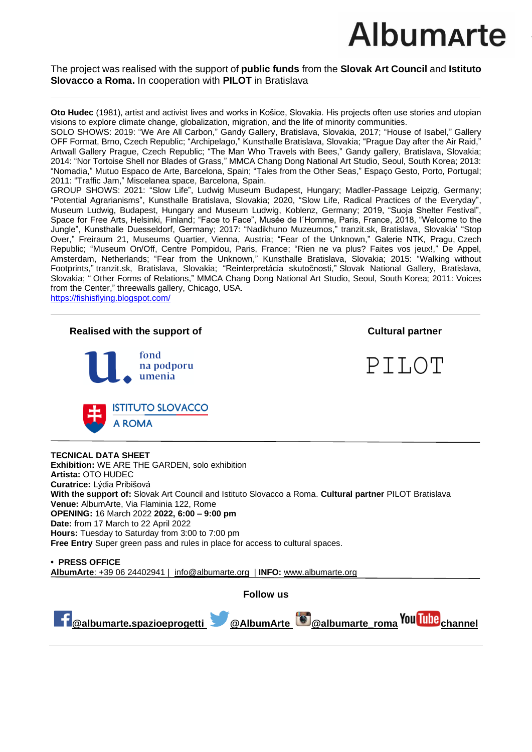The project was realised with the support of **public funds** from the **Slovak Art Council** and **Istituto Slovacco a Roma.** In cooperation with **PILOT** in Bratislava

---

**Oto Hudec** (1981), artist and activist lives and works in Košice, Slovakia. His projects often use stories and utopian visions to explore climate change, globalization, migration, and the life of minority communities.
SOLO SHOWS: 2019: "We Are All Carbon," Gandy Gallery, Bratislava, Slovakia, 2017; "House of Isabel," Gallery OFF Format, Brno, Czech Republic; "Archipelago," Kunsthalle Bratislava, Slovakia; "Prague Day after the Air Raid," Artwall Gallery Prague, Czech Republic; "The Man Who Travels with Bees," Gandy gallery, Bratislava, Slovakia; 2014: "Nor Tortoise Shell nor Blades of Grass," MMCA Chang Dong National Art Studio, Seoul, South Korea; 2013: "Nomadia," Mutuo Espaco de Arte, Barcelona, Spain; "Tales from the Other Seas," Espaço Gesto, Porto, Portugal; 2011: "Traffic Jam," Miscelanea space, Barcelona, Spain.
GROUP SHOWS: 2021: "Slow Life", Ludwig Museum Budapest, Hungary; Madler-Passage Leipzig, Germany; "Potential Agrarianisms", Kunsthalle Bratislava, Slovakia; 2020, "Slow Life, Radical Practices of the Everyday", Museum Ludwig, Budapest, Hungary and Museum Ludwig, Koblenz, Germany; 2019, "Suoja Shelter Festival", Space for Free Arts, Helsinki, Finland; "Face to Face", Musée de l´Homme, Paris, France, 2018, "Welcome to the Jungle", Kunsthalle Duesseldorf, Germany; 2017: "Nadikhuno Muzeumos," tranzit.sk, Bratislava, Slovakia' "Stop Over," Freiraum 21, Museums Quartier, Vienna, Austria; "Fear of the Unknown," Galerie NTK, Pragu, Czech Republic; "Museum On/Off, Centre Pompidou, Paris, France; "Rien ne va plus? Faites vos jeux!," De Appel, Amsterdam, Netherlands; "Fear from the Unknown," Kunsthalle Bratislava, Slovakia; 2015: "Walking without Footprints," tranzit.sk, Bratislava, Slovakia; "Reinterpretácia skutočnosti," Slovak National Gallery, Bratislava, Slovakia; " Other Forms of Relations," MMCA Chang Dong National Art Studio, Seoul, South Korea; 2011: Voices from the Center," threewalls gallery, Chicago, USA.
https://fishisflying.blogspot.com/

---

**Realised with the support of**

fond na podporu umenia

ISTITUTO SLOVACCO A ROMA

**Cultural partner**

PILOT

---

**TECNICAL DATA SHEET**
**Exhibition:** WE ARE THE GARDEN, solo exhibition
**Artista:** OTO HUDEC
**Curatrice:** Lýdia Pribišová
**With the support of:** Slovak Art Council and Istituto Slovacco a Roma. **Cultural partner** PILOT Bratislava
**Venue:** AlbumArte, Via Flaminia 122, Rome
**OPENING:** 16 March 2022 **2022, 6:00 – 9:00 pm**
**Date:** from 17 March to 22 April 2022
**Hours:** Tuesday to Saturday from 3:00 to 7:00 pm
**Free Entry** Super green pass and rules in place for access to cultural spaces.

• **PRESS OFFICE**
**AlbumArte**: +39 06 24402941 | info@albumarte.org | **INFO:** www.albumarte.org

**Follow us**

@albumarte.spazioeprogetti @AlbumArte @albumarte_roma YouTube channel